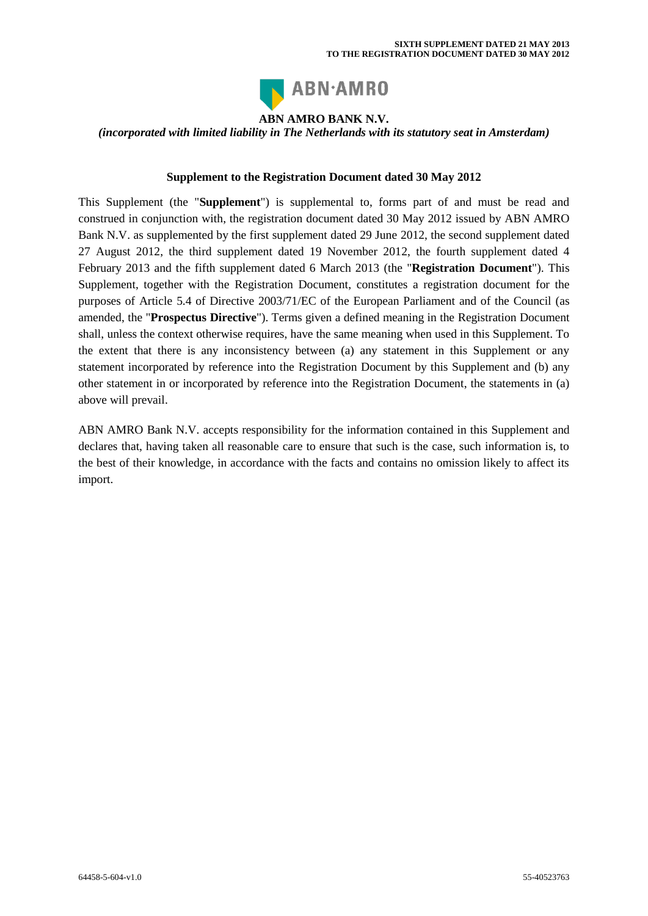**SIXTH SUPPLEMENT DATED 21 MAY 2013**
**TO THE REGISTRATION DOCUMENT DATED 30 MAY 2012**

# ABN AMRO BANK N.V.

*(incorporated with limited liability in The Netherlands with its statutory seat in Amsterdam)*

## Supplement to the Registration Document dated 30 May 2012

This Supplement (the "**Supplement**") is supplemental to, forms part of and must be read and construed in conjunction with, the registration document dated 30 May 2012 issued by ABN AMRO Bank N.V. as supplemented by the first supplement dated 29 June 2012, the second supplement dated 27 August 2012, the third supplement dated 19 November 2012, the fourth supplement dated 4 February 2013 and the fifth supplement dated 6 March 2013 (the "**Registration Document**"). This Supplement, together with the Registration Document, constitutes a registration document for the purposes of Article 5.4 of Directive 2003/71/EC of the European Parliament and of the Council (as amended, the "**Prospectus Directive**"). Terms given a defined meaning in the Registration Document shall, unless the context otherwise requires, have the same meaning when used in this Supplement. To the extent that there is any inconsistency between (a) any statement in this Supplement or any statement incorporated by reference into the Registration Document by this Supplement and (b) any other statement in or incorporated by reference into the Registration Document, the statements in (a) above will prevail.

ABN AMRO Bank N.V. accepts responsibility for the information contained in this Supplement and declares that, having taken all reasonable care to ensure that such is the case, such information is, to the best of their knowledge, in accordance with the facts and contains no omission likely to affect its import.

64458-5-604-v1.0 55-40523763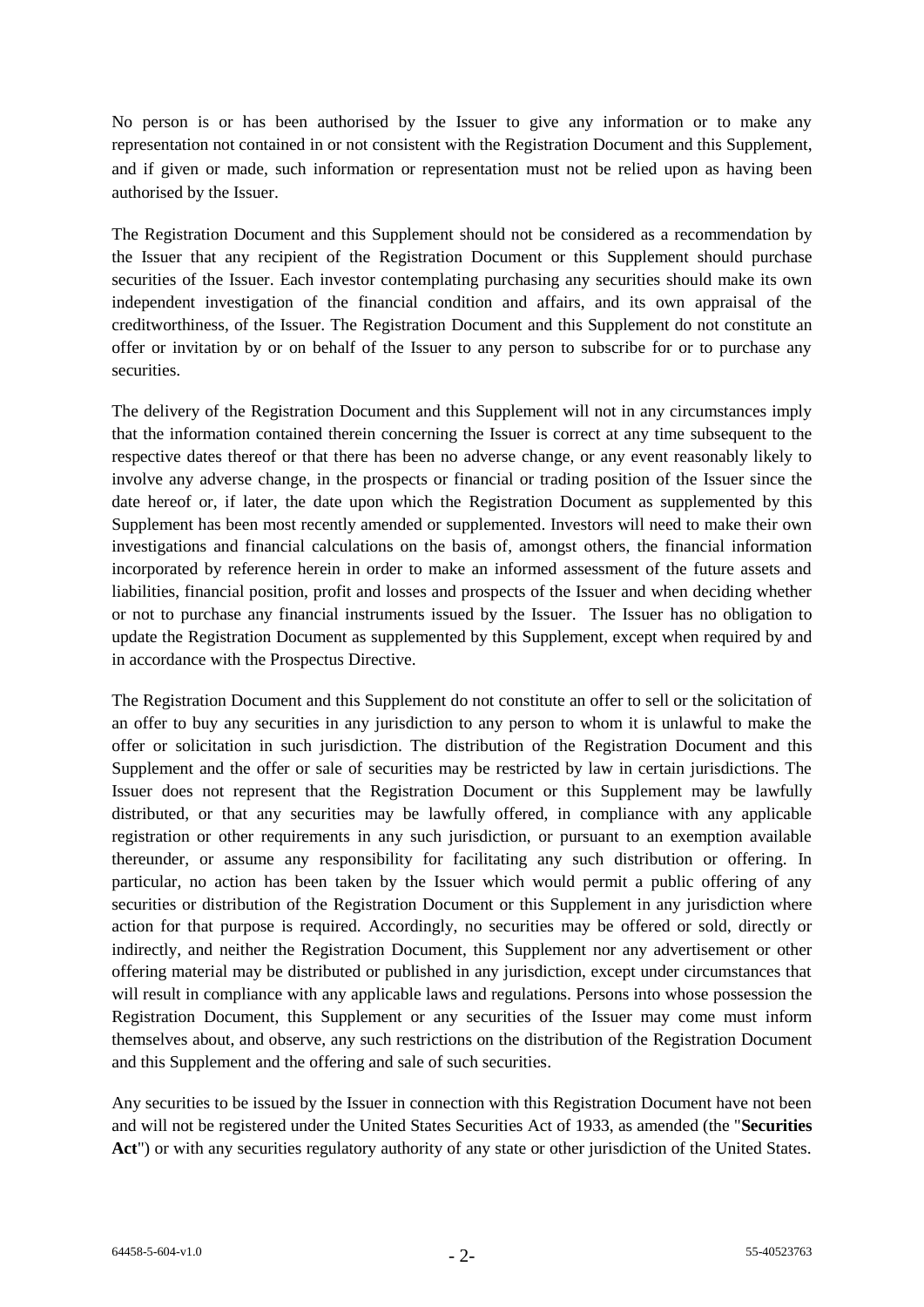No person is or has been authorised by the Issuer to give any information or to make any representation not contained in or not consistent with the Registration Document and this Supplement, and if given or made, such information or representation must not be relied upon as having been authorised by the Issuer.

The Registration Document and this Supplement should not be considered as a recommendation by the Issuer that any recipient of the Registration Document or this Supplement should purchase securities of the Issuer. Each investor contemplating purchasing any securities should make its own independent investigation of the financial condition and affairs, and its own appraisal of the creditworthiness, of the Issuer. The Registration Document and this Supplement do not constitute an offer or invitation by or on behalf of the Issuer to any person to subscribe for or to purchase any securities.

The delivery of the Registration Document and this Supplement will not in any circumstances imply that the information contained therein concerning the Issuer is correct at any time subsequent to the respective dates thereof or that there has been no adverse change, or any event reasonably likely to involve any adverse change, in the prospects or financial or trading position of the Issuer since the date hereof or, if later, the date upon which the Registration Document as supplemented by this Supplement has been most recently amended or supplemented. Investors will need to make their own investigations and financial calculations on the basis of, amongst others, the financial information incorporated by reference herein in order to make an informed assessment of the future assets and liabilities, financial position, profit and losses and prospects of the Issuer and when deciding whether or not to purchase any financial instruments issued by the Issuer. The Issuer has no obligation to update the Registration Document as supplemented by this Supplement, except when required by and in accordance with the Prospectus Directive.

The Registration Document and this Supplement do not constitute an offer to sell or the solicitation of an offer to buy any securities in any jurisdiction to any person to whom it is unlawful to make the offer or solicitation in such jurisdiction. The distribution of the Registration Document and this Supplement and the offer or sale of securities may be restricted by law in certain jurisdictions. The Issuer does not represent that the Registration Document or this Supplement may be lawfully distributed, or that any securities may be lawfully offered, in compliance with any applicable registration or other requirements in any such jurisdiction, or pursuant to an exemption available thereunder, or assume any responsibility for facilitating any such distribution or offering. In particular, no action has been taken by the Issuer which would permit a public offering of any securities or distribution of the Registration Document or this Supplement in any jurisdiction where action for that purpose is required. Accordingly, no securities may be offered or sold, directly or indirectly, and neither the Registration Document, this Supplement nor any advertisement or other offering material may be distributed or published in any jurisdiction, except under circumstances that will result in compliance with any applicable laws and regulations. Persons into whose possession the Registration Document, this Supplement or any securities of the Issuer may come must inform themselves about, and observe, any such restrictions on the distribution of the Registration Document and this Supplement and the offering and sale of such securities.

Any securities to be issued by the Issuer in connection with this Registration Document have not been and will not be registered under the United States Securities Act of 1933, as amended (the "**Securities Act**") or with any securities regulatory authority of any state or other jurisdiction of the United States.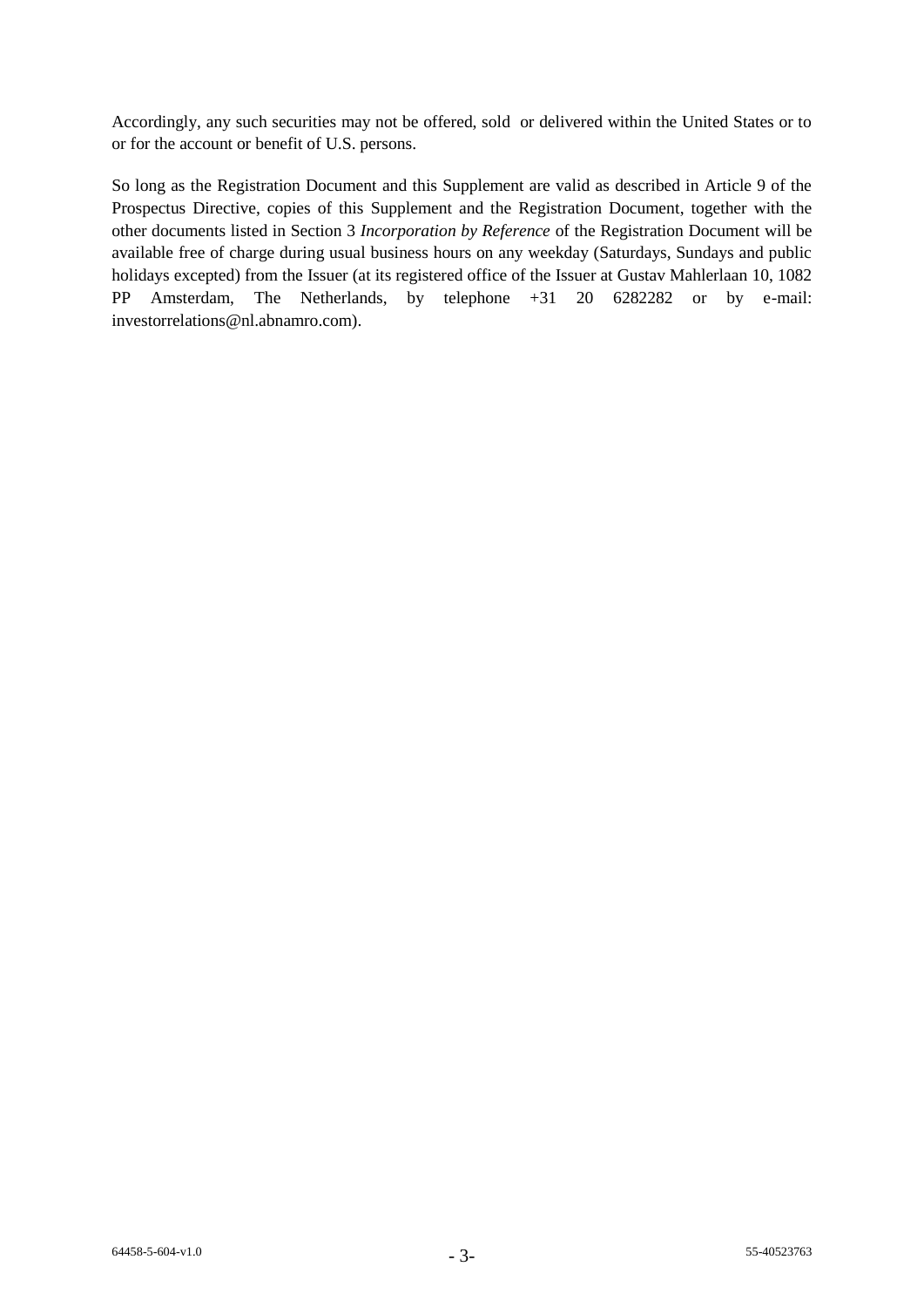Accordingly, any such securities may not be offered, sold or delivered within the United States or to or for the account or benefit of U.S. persons.

So long as the Registration Document and this Supplement are valid as described in Article 9 of the Prospectus Directive, copies of this Supplement and the Registration Document, together with the other documents listed in Section 3 *Incorporation by Reference* of the Registration Document will be available free of charge during usual business hours on any weekday (Saturdays, Sundays and public holidays excepted) from the Issuer (at its registered office of the Issuer at Gustav Mahlerlaan 10, 1082 PP Amsterdam, The Netherlands, by telephone +31 20 6282282 or by e-mail: investorrelations@nl.abnamro.com).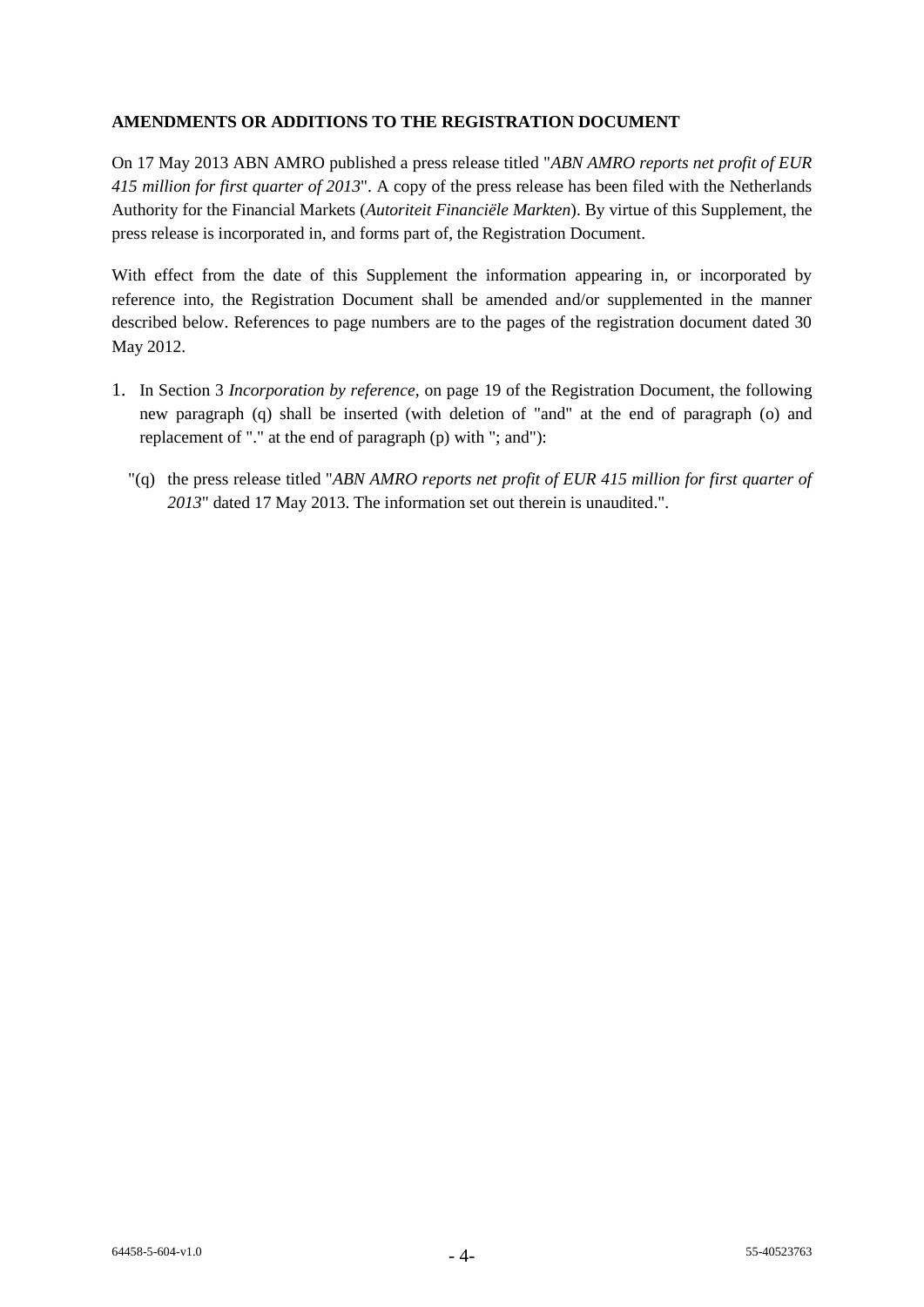**AMENDMENTS OR ADDITIONS TO THE REGISTRATION DOCUMENT**

On 17 May 2013 ABN AMRO published a press release titled "*ABN AMRO reports net profit of EUR 415 million for first quarter of 2013*". A copy of the press release has been filed with the Netherlands Authority for the Financial Markets (*Autoriteit Financiële Markten*). By virtue of this Supplement, the press release is incorporated in, and forms part of, the Registration Document.

With effect from the date of this Supplement the information appearing in, or incorporated by reference into, the Registration Document shall be amended and/or supplemented in the manner described below. References to page numbers are to the pages of the registration document dated 30 May 2012.

1. In Section 3 *Incorporation by reference*, on page 19 of the Registration Document, the following new paragraph (q) shall be inserted (with deletion of "and" at the end of paragraph (o) and replacement of "." at the end of paragraph (p) with "; and"):

   "(q) the press release titled "*ABN AMRO reports net profit of EUR 415 million for first quarter of 2013*" dated 17 May 2013. The information set out therein is unaudited.".